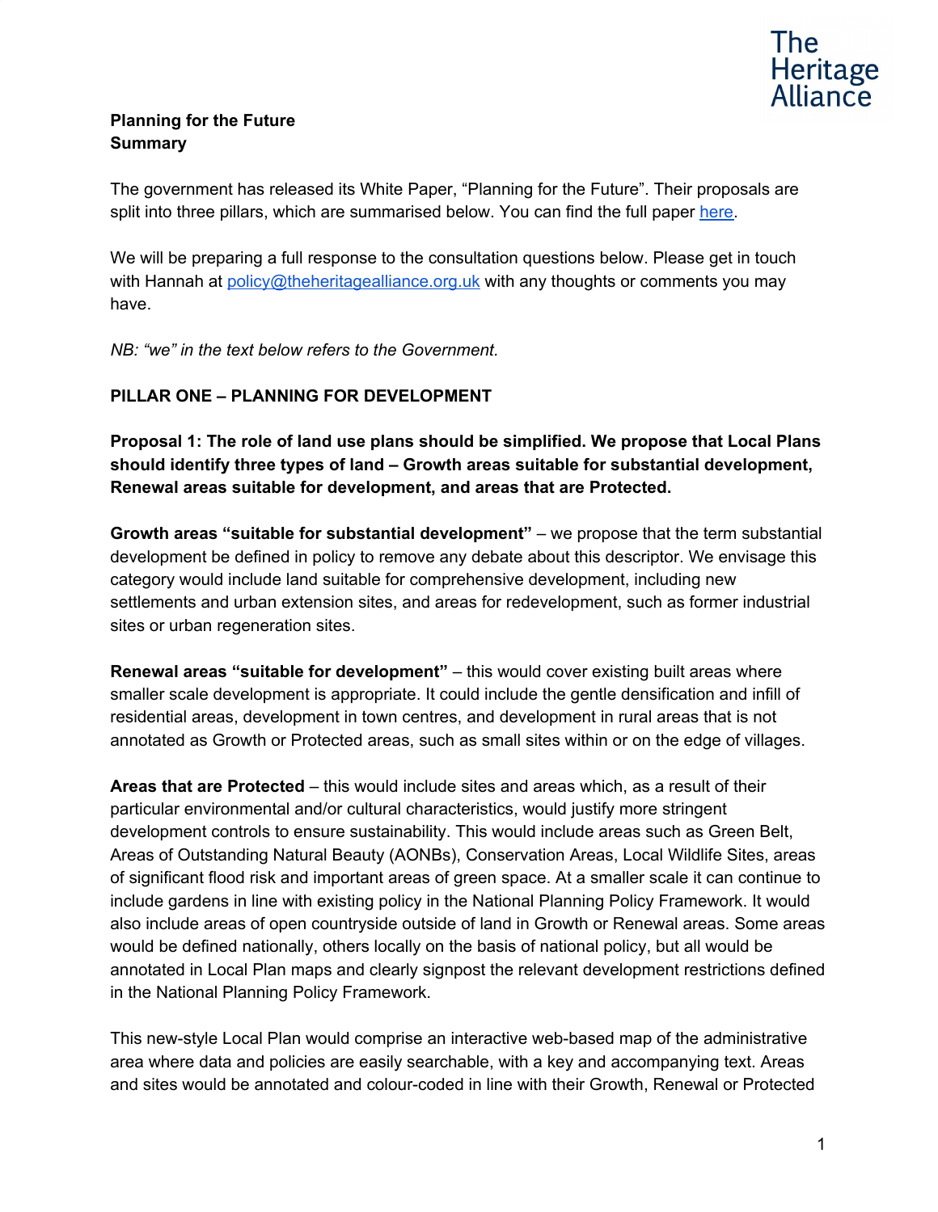The Heritage Alliance

**Planning for the Future**
**Summary**

The government has released its White Paper, "Planning for the Future". Their proposals are split into three pillars, which are summarised below. You can find the full paper [here](here).

We will be preparing a full response to the consultation questions below. Please get in touch with Hannah at [policy@theheritagealliance.org.uk](mailto:policy@theheritagealliance.org.uk) with any thoughts or comments you may have.

*NB: "we" in the text below refers to the Government.*

## PILLAR ONE – PLANNING FOR DEVELOPMENT

**Proposal 1: The role of land use plans should be simplified. We propose that Local Plans should identify three types of land – Growth areas suitable for substantial development, Renewal areas suitable for development, and areas that are Protected.**

**Growth areas "suitable for substantial development"** – we propose that the term substantial development be defined in policy to remove any debate about this descriptor. We envisage this category would include land suitable for comprehensive development, including new settlements and urban extension sites, and areas for redevelopment, such as former industrial sites or urban regeneration sites.

**Renewal areas "suitable for development"** – this would cover existing built areas where smaller scale development is appropriate. It could include the gentle densification and infill of residential areas, development in town centres, and development in rural areas that is not annotated as Growth or Protected areas, such as small sites within or on the edge of villages.

**Areas that are Protected** – this would include sites and areas which, as a result of their particular environmental and/or cultural characteristics, would justify more stringent development controls to ensure sustainability. This would include areas such as Green Belt, Areas of Outstanding Natural Beauty (AONBs), Conservation Areas, Local Wildlife Sites, areas of significant flood risk and important areas of green space. At a smaller scale it can continue to include gardens in line with existing policy in the National Planning Policy Framework. It would also include areas of open countryside outside of land in Growth or Renewal areas. Some areas would be defined nationally, others locally on the basis of national policy, but all would be annotated in Local Plan maps and clearly signpost the relevant development restrictions defined in the National Planning Policy Framework.

This new-style Local Plan would comprise an interactive web-based map of the administrative area where data and policies are easily searchable, with a key and accompanying text. Areas and sites would be annotated and colour-coded in line with their Growth, Renewal or Protected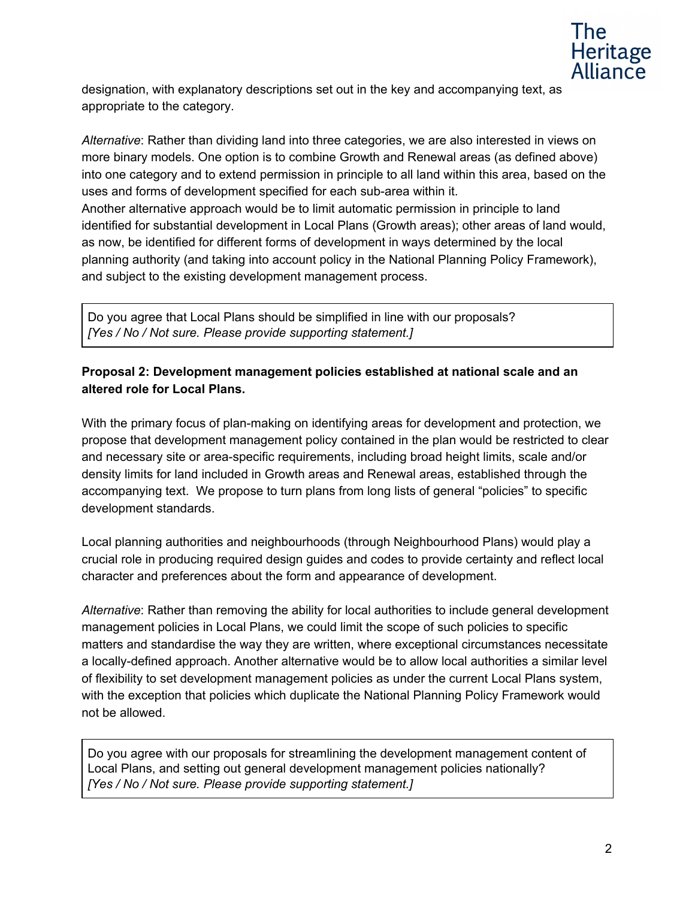designation, with explanatory descriptions set out in the key and accompanying text, as appropriate to the category.

*Alternative*: Rather than dividing land into three categories, we are also interested in views on more binary models. One option is to combine Growth and Renewal areas (as defined above) into one category and to extend permission in principle to all land within this area, based on the uses and forms of development specified for each sub-area within it.
Another alternative approach would be to limit automatic permission in principle to land identified for substantial development in Local Plans (Growth areas); other areas of land would, as now, be identified for different forms of development in ways determined by the local planning authority (and taking into account policy in the National Planning Policy Framework), and subject to the existing development management process.

> Do you agree that Local Plans should be simplified in line with our proposals?
> *[Yes / No / Not sure. Please provide supporting statement.]*

**Proposal 2: Development management policies established at national scale and an altered role for Local Plans.**

With the primary focus of plan-making on identifying areas for development and protection, we propose that development management policy contained in the plan would be restricted to clear and necessary site or area-specific requirements, including broad height limits, scale and/or density limits for land included in Growth areas and Renewal areas, established through the accompanying text. We propose to turn plans from long lists of general "policies" to specific development standards.

Local planning authorities and neighbourhoods (through Neighbourhood Plans) would play a crucial role in producing required design guides and codes to provide certainty and reflect local character and preferences about the form and appearance of development.

*Alternative*: Rather than removing the ability for local authorities to include general development management policies in Local Plans, we could limit the scope of such policies to specific matters and standardise the way they are written, where exceptional circumstances necessitate a locally-defined approach. Another alternative would be to allow local authorities a similar level of flexibility to set development management policies as under the current Local Plans system, with the exception that policies which duplicate the National Planning Policy Framework would not be allowed.

> Do you agree with our proposals for streamlining the development management content of Local Plans, and setting out general development management policies nationally?
> *[Yes / No / Not sure. Please provide supporting statement.]*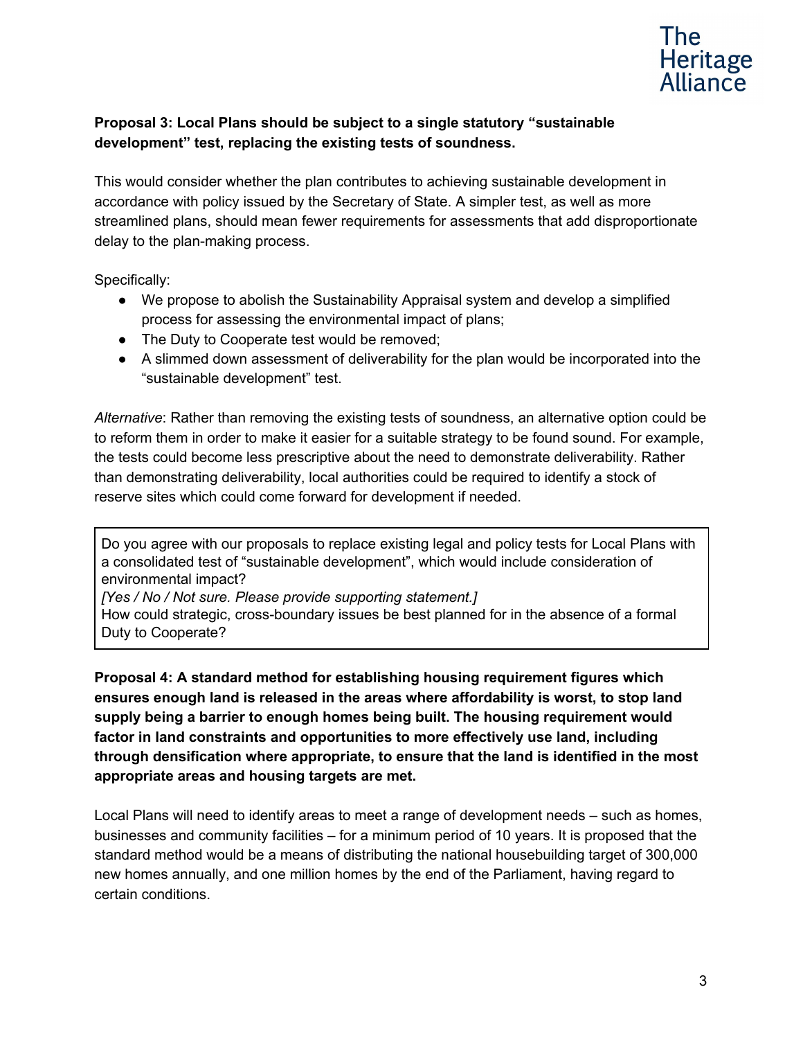**Proposal 3: Local Plans should be subject to a single statutory "sustainable development" test, replacing the existing tests of soundness.**

This would consider whether the plan contributes to achieving sustainable development in accordance with policy issued by the Secretary of State. A simpler test, as well as more streamlined plans, should mean fewer requirements for assessments that add disproportionate delay to the plan-making process.

Specifically:

- We propose to abolish the Sustainability Appraisal system and develop a simplified process for assessing the environmental impact of plans;
- The Duty to Cooperate test would be removed;
- A slimmed down assessment of deliverability for the plan would be incorporated into the "sustainable development" test.

*Alternative*: Rather than removing the existing tests of soundness, an alternative option could be to reform them in order to make it easier for a suitable strategy to be found sound. For example, the tests could become less prescriptive about the need to demonstrate deliverability. Rather than demonstrating deliverability, local authorities could be required to identify a stock of reserve sites which could come forward for development if needed.

> Do you agree with our proposals to replace existing legal and policy tests for Local Plans with a consolidated test of "sustainable development", which would include consideration of environmental impact?
> *[Yes / No / Not sure. Please provide supporting statement.]*
> How could strategic, cross-boundary issues be best planned for in the absence of a formal Duty to Cooperate?

**Proposal 4: A standard method for establishing housing requirement figures which ensures enough land is released in the areas where affordability is worst, to stop land supply being a barrier to enough homes being built. The housing requirement would factor in land constraints and opportunities to more effectively use land, including through densification where appropriate, to ensure that the land is identified in the most appropriate areas and housing targets are met.**

Local Plans will need to identify areas to meet a range of development needs – such as homes, businesses and community facilities – for a minimum period of 10 years. It is proposed that the standard method would be a means of distributing the national housebuilding target of 300,000 new homes annually, and one million homes by the end of the Parliament, having regard to certain conditions.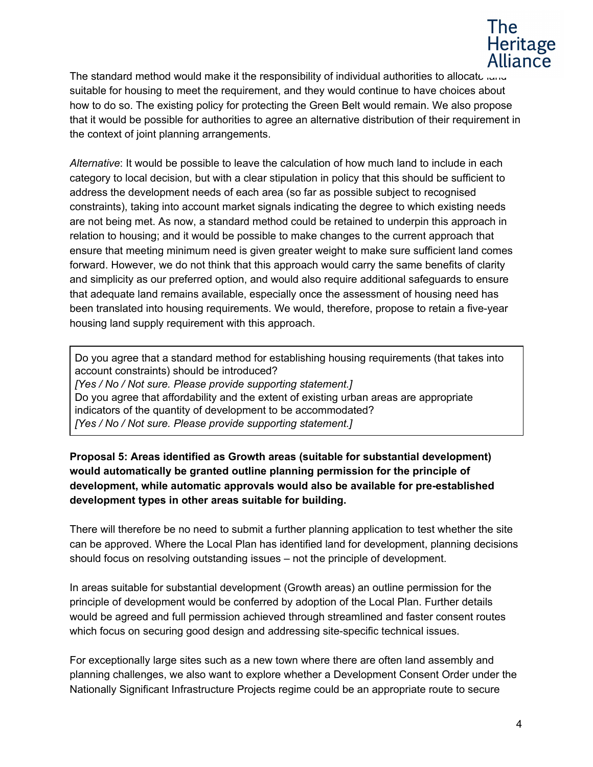The standard method would make it the responsibility of individual authorities to allocate land suitable for housing to meet the requirement, and they would continue to have choices about how to do so. The existing policy for protecting the Green Belt would remain. We also propose that it would be possible for authorities to agree an alternative distribution of their requirement in the context of joint planning arrangements.

*Alternative*: It would be possible to leave the calculation of how much land to include in each category to local decision, but with a clear stipulation in policy that this should be sufficient to address the development needs of each area (so far as possible subject to recognised constraints), taking into account market signals indicating the degree to which existing needs are not being met. As now, a standard method could be retained to underpin this approach in relation to housing; and it would be possible to make changes to the current approach that ensure that meeting minimum need is given greater weight to make sure sufficient land comes forward. However, we do not think that this approach would carry the same benefits of clarity and simplicity as our preferred option, and would also require additional safeguards to ensure that adequate land remains available, especially once the assessment of housing need has been translated into housing requirements. We would, therefore, propose to retain a five-year housing land supply requirement with this approach.

> Do you agree that a standard method for establishing housing requirements (that takes into account constraints) should be introduced?
> *[Yes / No / Not sure. Please provide supporting statement.]*
> Do you agree that affordability and the extent of existing urban areas are appropriate indicators of the quantity of development to be accommodated?
> *[Yes / No / Not sure. Please provide supporting statement.]*

**Proposal 5: Areas identified as Growth areas (suitable for substantial development) would automatically be granted outline planning permission for the principle of development, while automatic approvals would also be available for pre-established development types in other areas suitable for building.**

There will therefore be no need to submit a further planning application to test whether the site can be approved. Where the Local Plan has identified land for development, planning decisions should focus on resolving outstanding issues – not the principle of development.

In areas suitable for substantial development (Growth areas) an outline permission for the principle of development would be conferred by adoption of the Local Plan. Further details would be agreed and full permission achieved through streamlined and faster consent routes which focus on securing good design and addressing site-specific technical issues.

For exceptionally large sites such as a new town where there are often land assembly and planning challenges, we also want to explore whether a Development Consent Order under the Nationally Significant Infrastructure Projects regime could be an appropriate route to secure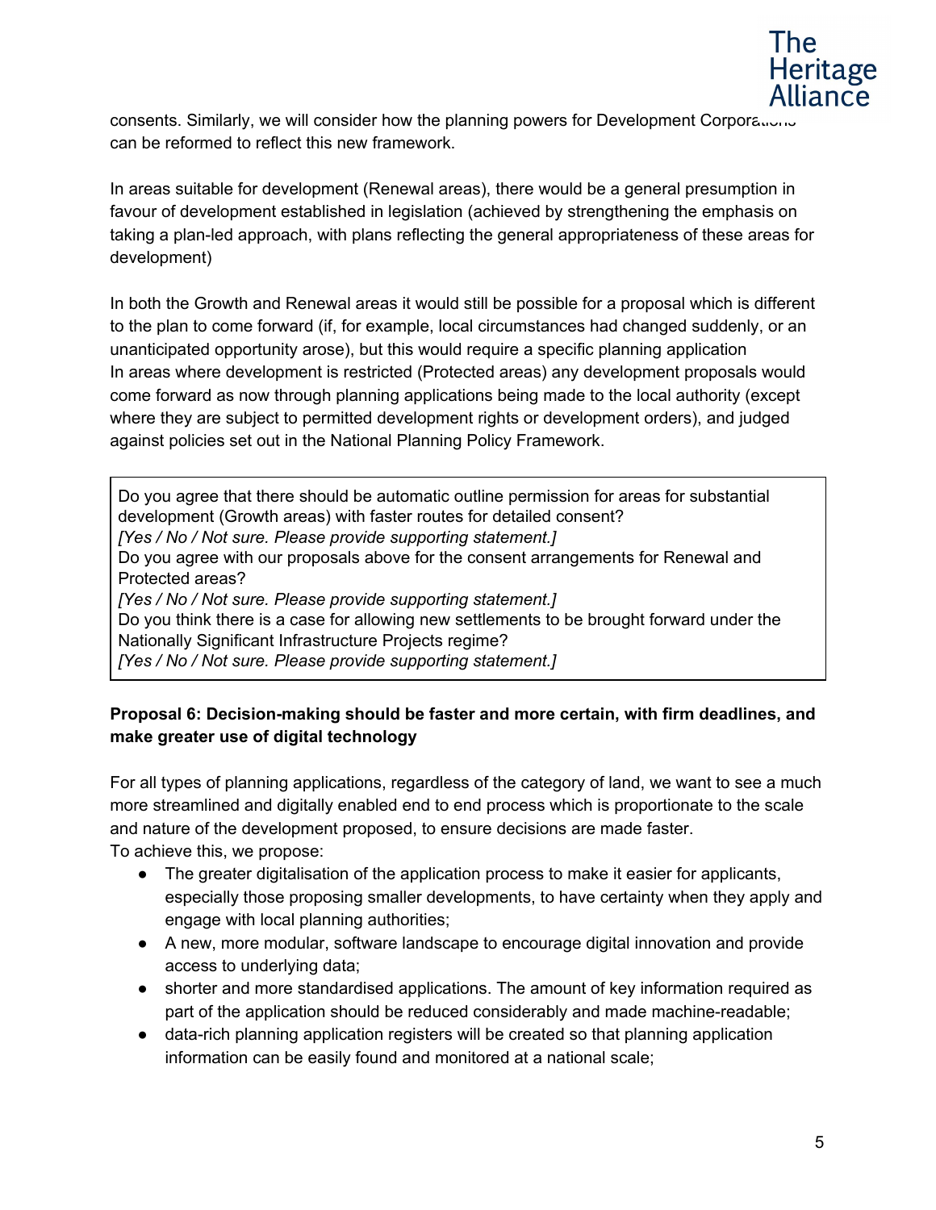consents. Similarly, we will consider how the planning powers for Development Corporations can be reformed to reflect this new framework.

In areas suitable for development (Renewal areas), there would be a general presumption in favour of development established in legislation (achieved by strengthening the emphasis on taking a plan-led approach, with plans reflecting the general appropriateness of these areas for development)

In both the Growth and Renewal areas it would still be possible for a proposal which is different to the plan to come forward (if, for example, local circumstances had changed suddenly, or an unanticipated opportunity arose), but this would require a specific planning application
In areas where development is restricted (Protected areas) any development proposals would come forward as now through planning applications being made to the local authority (except where they are subject to permitted development rights or development orders), and judged against policies set out in the National Planning Policy Framework.

> Do you agree that there should be automatic outline permission for areas for substantial development (Growth areas) with faster routes for detailed consent?
> *[Yes / No / Not sure. Please provide supporting statement.]*
> Do you agree with our proposals above for the consent arrangements for Renewal and Protected areas?
> *[Yes / No / Not sure. Please provide supporting statement.]*
> Do you think there is a case for allowing new settlements to be brought forward under the Nationally Significant Infrastructure Projects regime?
> *[Yes / No / Not sure. Please provide supporting statement.]*

**Proposal 6: Decision-making should be faster and more certain, with firm deadlines, and make greater use of digital technology**

For all types of planning applications, regardless of the category of land, we want to see a much more streamlined and digitally enabled end to end process which is proportionate to the scale and nature of the development proposed, to ensure decisions are made faster.
To achieve this, we propose:

- The greater digitalisation of the application process to make it easier for applicants, especially those proposing smaller developments, to have certainty when they apply and engage with local planning authorities;
- A new, more modular, software landscape to encourage digital innovation and provide access to underlying data;
- shorter and more standardised applications. The amount of key information required as part of the application should be reduced considerably and made machine-readable;
- data-rich planning application registers will be created so that planning application information can be easily found and monitored at a national scale;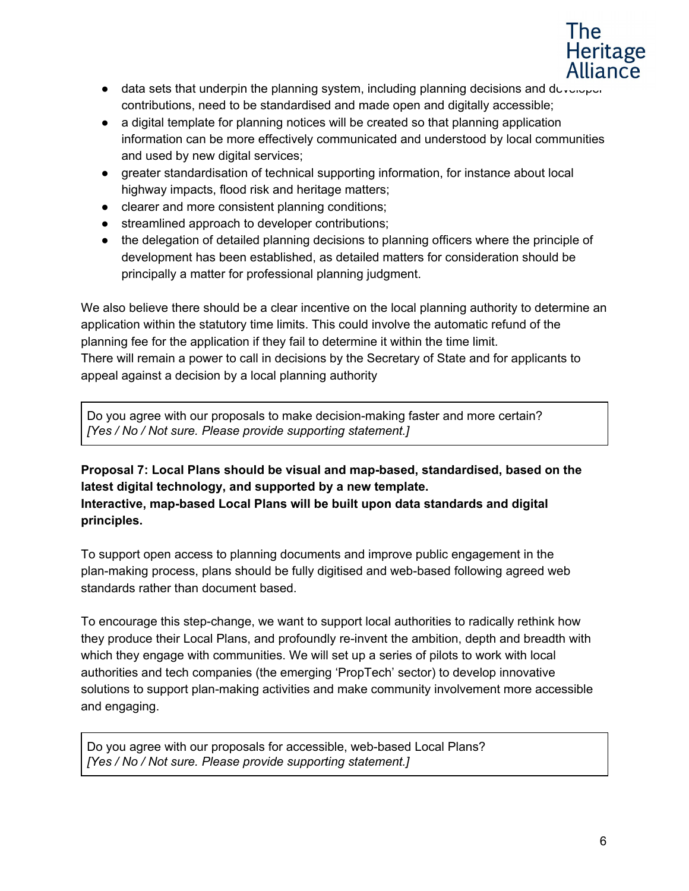- data sets that underpin the planning system, including planning decisions and developer contributions, need to be standardised and made open and digitally accessible;
- a digital template for planning notices will be created so that planning application information can be more effectively communicated and understood by local communities and used by new digital services;
- greater standardisation of technical supporting information, for instance about local highway impacts, flood risk and heritage matters;
- clearer and more consistent planning conditions;
- streamlined approach to developer contributions;
- the delegation of detailed planning decisions to planning officers where the principle of development has been established, as detailed matters for consideration should be principally a matter for professional planning judgment.

We also believe there should be a clear incentive on the local planning authority to determine an application within the statutory time limits. This could involve the automatic refund of the planning fee for the application if they fail to determine it within the time limit.
There will remain a power to call in decisions by the Secretary of State and for applicants to appeal against a decision by a local planning authority

> Do you agree with our proposals to make decision-making faster and more certain?
> *[Yes / No / Not sure. Please provide supporting statement.]*

**Proposal 7: Local Plans should be visual and map-based, standardised, based on the latest digital technology, and supported by a new template.**
**Interactive, map-based Local Plans will be built upon data standards and digital principles.**

To support open access to planning documents and improve public engagement in the plan-making process, plans should be fully digitised and web-based following agreed web standards rather than document based.

To encourage this step-change, we want to support local authorities to radically rethink how they produce their Local Plans, and profoundly re-invent the ambition, depth and breadth with which they engage with communities. We will set up a series of pilots to work with local authorities and tech companies (the emerging 'PropTech' sector) to develop innovative solutions to support plan-making activities and make community involvement more accessible and engaging.

> Do you agree with our proposals for accessible, web-based Local Plans?
> *[Yes / No / Not sure. Please provide supporting statement.]*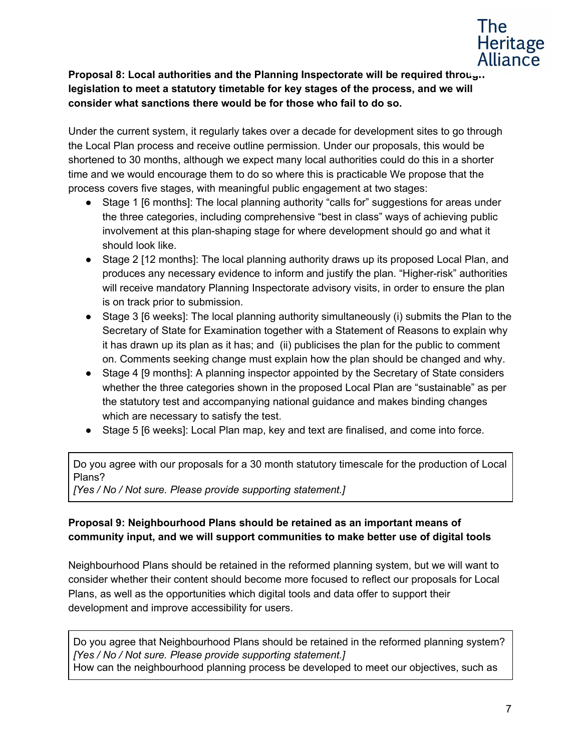**Proposal 8: Local authorities and the Planning Inspectorate will be required through legislation to meet a statutory timetable for key stages of the process, and we will consider what sanctions there would be for those who fail to do so.**

Under the current system, it regularly takes over a decade for development sites to go through the Local Plan process and receive outline permission. Under our proposals, this would be shortened to 30 months, although we expect many local authorities could do this in a shorter time and we would encourage them to do so where this is practicable We propose that the process covers five stages, with meaningful public engagement at two stages:

- Stage 1 [6 months]: The local planning authority "calls for" suggestions for areas under the three categories, including comprehensive "best in class" ways of achieving public involvement at this plan-shaping stage for where development should go and what it should look like.
- Stage 2 [12 months]: The local planning authority draws up its proposed Local Plan, and produces any necessary evidence to inform and justify the plan. "Higher-risk" authorities will receive mandatory Planning Inspectorate advisory visits, in order to ensure the plan is on track prior to submission.
- Stage 3 [6 weeks]: The local planning authority simultaneously (i) submits the Plan to the Secretary of State for Examination together with a Statement of Reasons to explain why it has drawn up its plan as it has; and (ii) publicises the plan for the public to comment on. Comments seeking change must explain how the plan should be changed and why.
- Stage 4 [9 months]: A planning inspector appointed by the Secretary of State considers whether the three categories shown in the proposed Local Plan are "sustainable" as per the statutory test and accompanying national guidance and makes binding changes which are necessary to satisfy the test.
- Stage 5 [6 weeks]: Local Plan map, key and text are finalised, and come into force.

> Do you agree with our proposals for a 30 month statutory timescale for the production of Local Plans?
> *[Yes / No / Not sure. Please provide supporting statement.]*

**Proposal 9: Neighbourhood Plans should be retained as an important means of community input, and we will support communities to make better use of digital tools**

Neighbourhood Plans should be retained in the reformed planning system, but we will want to consider whether their content should become more focused to reflect our proposals for Local Plans, as well as the opportunities which digital tools and data offer to support their development and improve accessibility for users.

> Do you agree that Neighbourhood Plans should be retained in the reformed planning system?
> *[Yes / No / Not sure. Please provide supporting statement.]*
> How can the neighbourhood planning process be developed to meet our objectives, such as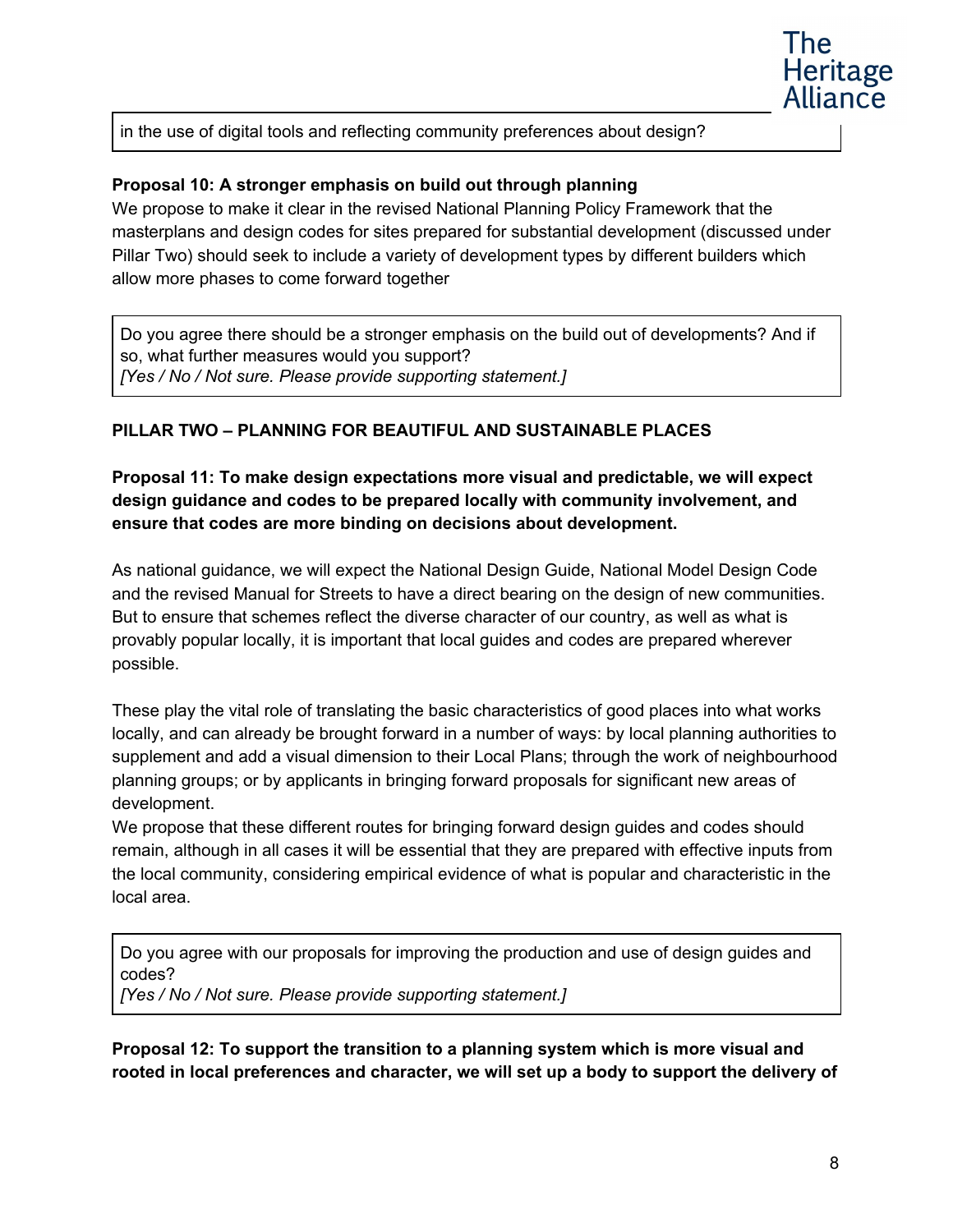in the use of digital tools and reflecting community preferences about design?

**Proposal 10: A stronger emphasis on build out through planning**

We propose to make it clear in the revised National Planning Policy Framework that the masterplans and design codes for sites prepared for substantial development (discussed under Pillar Two) should seek to include a variety of development types by different builders which allow more phases to come forward together

Do you agree there should be a stronger emphasis on the build out of developments? And if so, what further measures would you support?
*[Yes / No / Not sure. Please provide supporting statement.]*

**PILLAR TWO – PLANNING FOR BEAUTIFUL AND SUSTAINABLE PLACES**

**Proposal 11: To make design expectations more visual and predictable, we will expect design guidance and codes to be prepared locally with community involvement, and ensure that codes are more binding on decisions about development.**

As national guidance, we will expect the National Design Guide, National Model Design Code and the revised Manual for Streets to have a direct bearing on the design of new communities. But to ensure that schemes reflect the diverse character of our country, as well as what is provably popular locally, it is important that local guides and codes are prepared wherever possible.

These play the vital role of translating the basic characteristics of good places into what works locally, and can already be brought forward in a number of ways: by local planning authorities to supplement and add a visual dimension to their Local Plans; through the work of neighbourhood planning groups; or by applicants in bringing forward proposals for significant new areas of development.

We propose that these different routes for bringing forward design guides and codes should remain, although in all cases it will be essential that they are prepared with effective inputs from the local community, considering empirical evidence of what is popular and characteristic in the local area.

Do you agree with our proposals for improving the production and use of design guides and codes?
*[Yes / No / Not sure. Please provide supporting statement.]*

**Proposal 12: To support the transition to a planning system which is more visual and rooted in local preferences and character, we will set up a body to support the delivery of**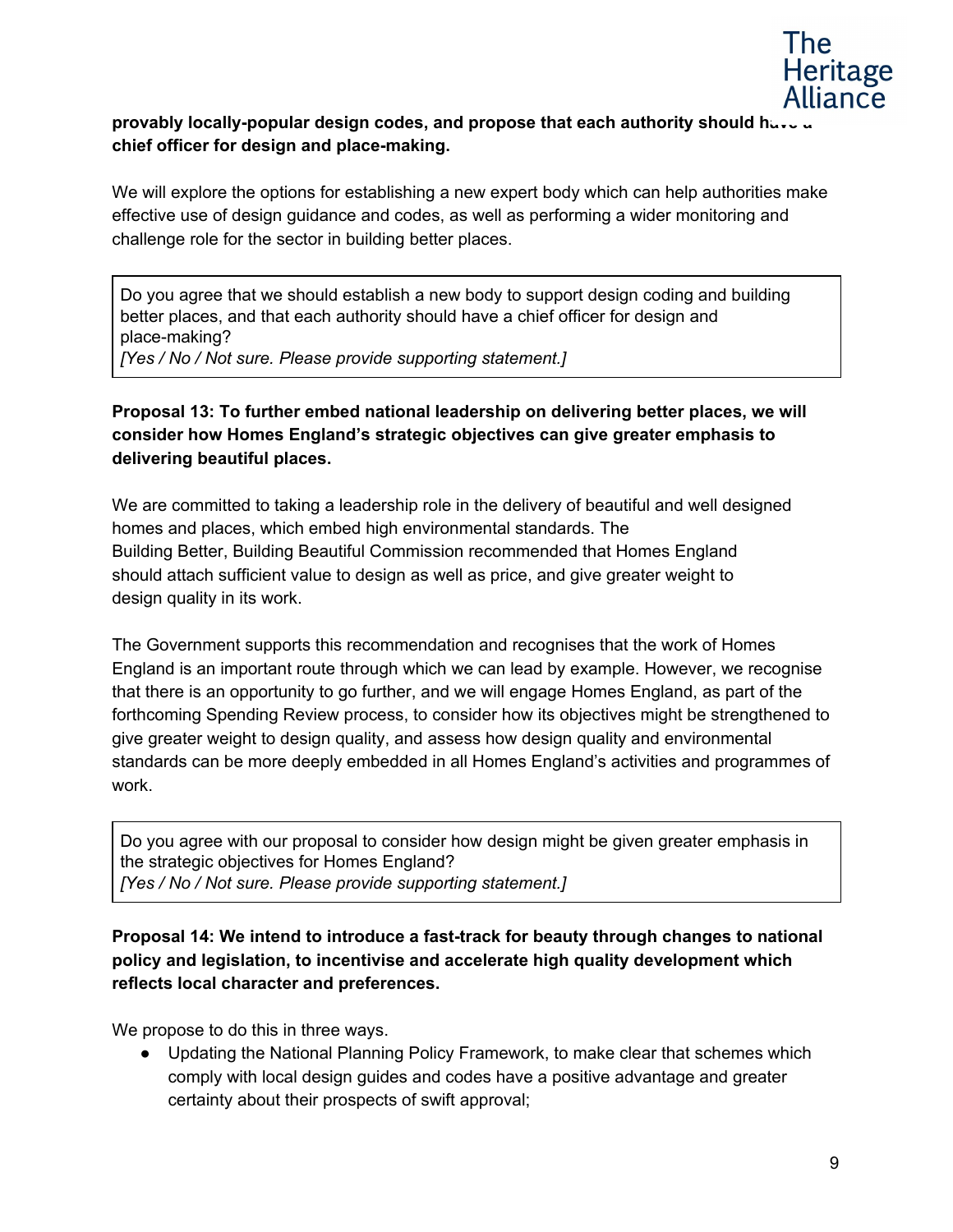**provably locally-popular design codes, and propose that each authority should have a chief officer for design and place-making.**

We will explore the options for establishing a new expert body which can help authorities make effective use of design guidance and codes, as well as performing a wider monitoring and challenge role for the sector in building better places.

> Do you agree that we should establish a new body to support design coding and building better places, and that each authority should have a chief officer for design and place-making?
> *[Yes / No / Not sure. Please provide supporting statement.]*

**Proposal 13: To further embed national leadership on delivering better places, we will consider how Homes England's strategic objectives can give greater emphasis to delivering beautiful places.**

We are committed to taking a leadership role in the delivery of beautiful and well designed homes and places, which embed high environmental standards. The Building Better, Building Beautiful Commission recommended that Homes England should attach sufficient value to design as well as price, and give greater weight to design quality in its work.

The Government supports this recommendation and recognises that the work of Homes England is an important route through which we can lead by example. However, we recognise that there is an opportunity to go further, and we will engage Homes England, as part of the forthcoming Spending Review process, to consider how its objectives might be strengthened to give greater weight to design quality, and assess how design quality and environmental standards can be more deeply embedded in all Homes England's activities and programmes of work.

> Do you agree with our proposal to consider how design might be given greater emphasis in the strategic objectives for Homes England?
> *[Yes / No / Not sure. Please provide supporting statement.]*

**Proposal 14: We intend to introduce a fast-track for beauty through changes to national policy and legislation, to incentivise and accelerate high quality development which reflects local character and preferences.**

We propose to do this in three ways.

- Updating the National Planning Policy Framework, to make clear that schemes which comply with local design guides and codes have a positive advantage and greater certainty about their prospects of swift approval;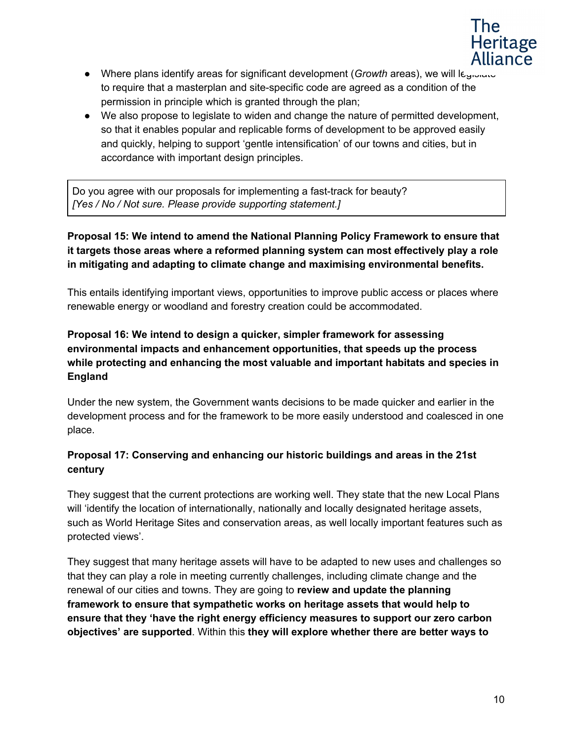- Where plans identify areas for significant development (*Growth* areas), we will legislate to require that a masterplan and site-specific code are agreed as a condition of the permission in principle which is granted through the plan;
- We also propose to legislate to widen and change the nature of permitted development, so that it enables popular and replicable forms of development to be approved easily and quickly, helping to support 'gentle intensification' of our towns and cities, but in accordance with important design principles.

> Do you agree with our proposals for implementing a fast-track for beauty?
> *[Yes / No / Not sure. Please provide supporting statement.]*

**Proposal 15: We intend to amend the National Planning Policy Framework to ensure that it targets those areas where a reformed planning system can most effectively play a role in mitigating and adapting to climate change and maximising environmental benefits.**

This entails identifying important views, opportunities to improve public access or places where renewable energy or woodland and forestry creation could be accommodated.

**Proposal 16: We intend to design a quicker, simpler framework for assessing environmental impacts and enhancement opportunities, that speeds up the process while protecting and enhancing the most valuable and important habitats and species in England**

Under the new system, the Government wants decisions to be made quicker and earlier in the development process and for the framework to be more easily understood and coalesced in one place.

**Proposal 17: Conserving and enhancing our historic buildings and areas in the 21st century**

They suggest that the current protections are working well. They state that the new Local Plans will 'identify the location of internationally, nationally and locally designated heritage assets, such as World Heritage Sites and conservation areas, as well locally important features such as protected views'.

They suggest that many heritage assets will have to be adapted to new uses and challenges so that they can play a role in meeting currently challenges, including climate change and the renewal of our cities and towns. They are going to **review and update the planning framework to ensure that sympathetic works on heritage assets that would help to ensure that they 'have the right energy efficiency measures to support our zero carbon objectives' are supported**. Within this **they will explore whether there are better ways to**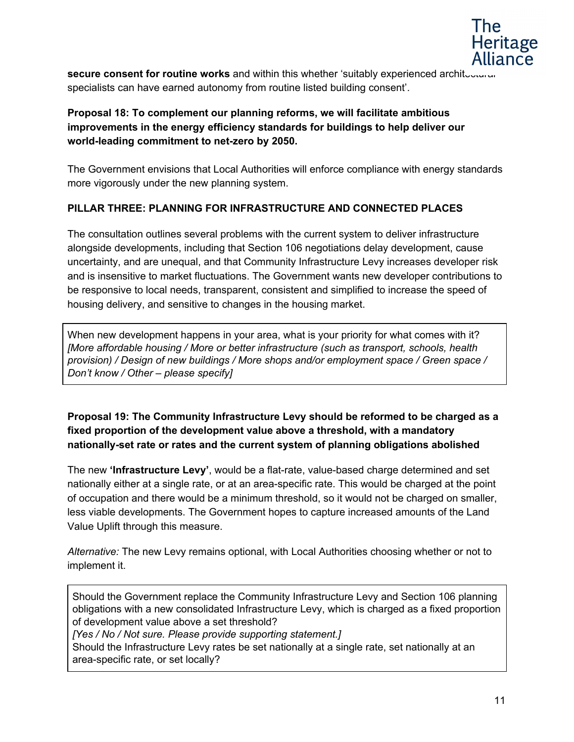**secure consent for routine works** and within this whether 'suitably experienced architectural specialists can have earned autonomy from routine listed building consent'.

**Proposal 18: To complement our planning reforms, we will facilitate ambitious improvements in the energy efficiency standards for buildings to help deliver our world-leading commitment to net-zero by 2050.**

The Government envisions that Local Authorities will enforce compliance with energy standards more vigorously under the new planning system.

**PILLAR THREE: PLANNING FOR INFRASTRUCTURE AND CONNECTED PLACES**

The consultation outlines several problems with the current system to deliver infrastructure alongside developments, including that Section 106 negotiations delay development, cause uncertainty, and are unequal, and that Community Infrastructure Levy increases developer risk and is insensitive to market fluctuations. The Government wants new developer contributions to be responsive to local needs, transparent, consistent and simplified to increase the speed of housing delivery, and sensitive to changes in the housing market.

> When new development happens in your area, what is your priority for what comes with it?
> *[More affordable housing / More or better infrastructure (such as transport, schools, health provision) / Design of new buildings / More shops and/or employment space / Green space / Don't know / Other – please specify]*

**Proposal 19: The Community Infrastructure Levy should be reformed to be charged as a fixed proportion of the development value above a threshold, with a mandatory nationally-set rate or rates and the current system of planning obligations abolished**

The new **'Infrastructure Levy'**, would be a flat-rate, value-based charge determined and set nationally either at a single rate, or at an area-specific rate. This would be charged at the point of occupation and there would be a minimum threshold, so it would not be charged on smaller, less viable developments. The Government hopes to capture increased amounts of the Land Value Uplift through this measure.

*Alternative:* The new Levy remains optional, with Local Authorities choosing whether or not to implement it.

> Should the Government replace the Community Infrastructure Levy and Section 106 planning obligations with a new consolidated Infrastructure Levy, which is charged as a fixed proportion of development value above a set threshold?
> *[Yes / No / Not sure. Please provide supporting statement.]*
> Should the Infrastructure Levy rates be set nationally at a single rate, set nationally at an area-specific rate, or set locally?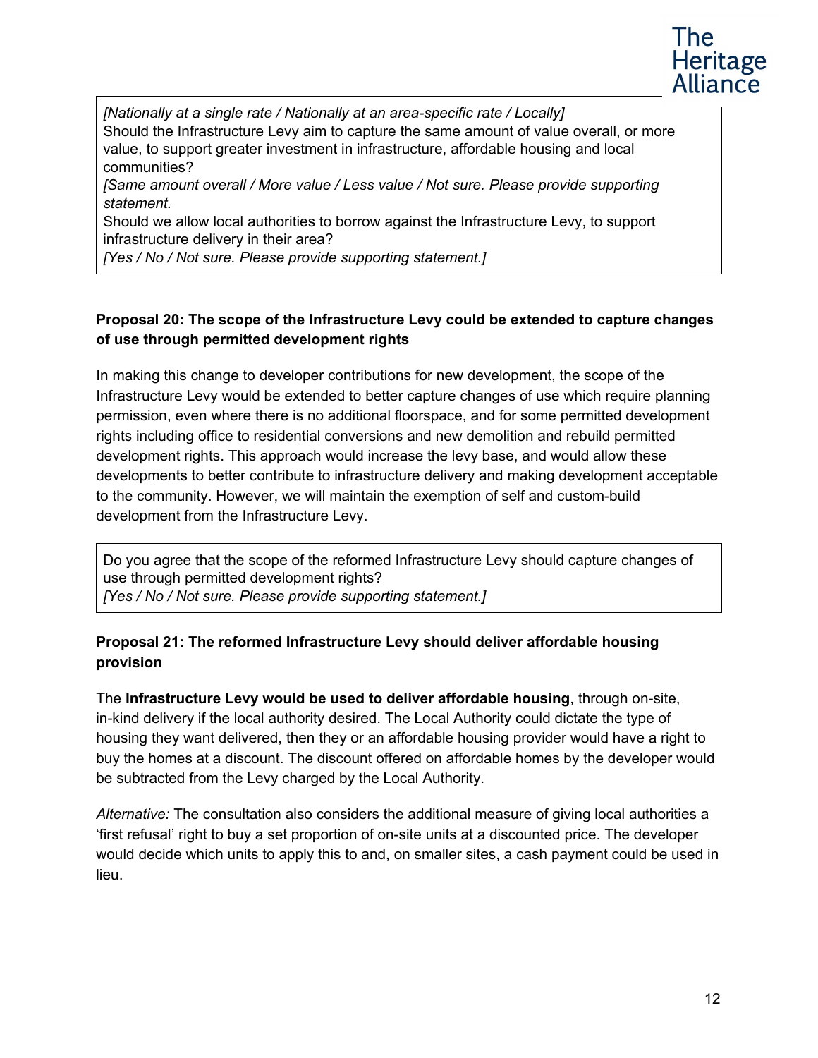*[Nationally at a single rate / Nationally at an area-specific rate / Locally]*
Should the Infrastructure Levy aim to capture the same amount of value overall, or more value, to support greater investment in infrastructure, affordable housing and local communities?
*[Same amount overall / More value / Less value / Not sure. Please provide supporting statement.*
Should we allow local authorities to borrow against the Infrastructure Levy, to support infrastructure delivery in their area?
*[Yes / No / Not sure. Please provide supporting statement.]*

**Proposal 20: The scope of the Infrastructure Levy could be extended to capture changes of use through permitted development rights**

In making this change to developer contributions for new development, the scope of the Infrastructure Levy would be extended to better capture changes of use which require planning permission, even where there is no additional floorspace, and for some permitted development rights including office to residential conversions and new demolition and rebuild permitted development rights. This approach would increase the levy base, and would allow these developments to better contribute to infrastructure delivery and making development acceptable to the community. However, we will maintain the exemption of self and custom-build development from the Infrastructure Levy.

Do you agree that the scope of the reformed Infrastructure Levy should capture changes of use through permitted development rights?
*[Yes / No / Not sure. Please provide supporting statement.]*

**Proposal 21: The reformed Infrastructure Levy should deliver affordable housing provision**

The **Infrastructure Levy would be used to deliver affordable housing**, through on-site, in-kind delivery if the local authority desired. The Local Authority could dictate the type of housing they want delivered, then they or an affordable housing provider would have a right to buy the homes at a discount. The discount offered on affordable homes by the developer would be subtracted from the Levy charged by the Local Authority.

*Alternative:* The consultation also considers the additional measure of giving local authorities a 'first refusal' right to buy a set proportion of on-site units at a discounted price. The developer would decide which units to apply this to and, on smaller sites, a cash payment could be used in lieu.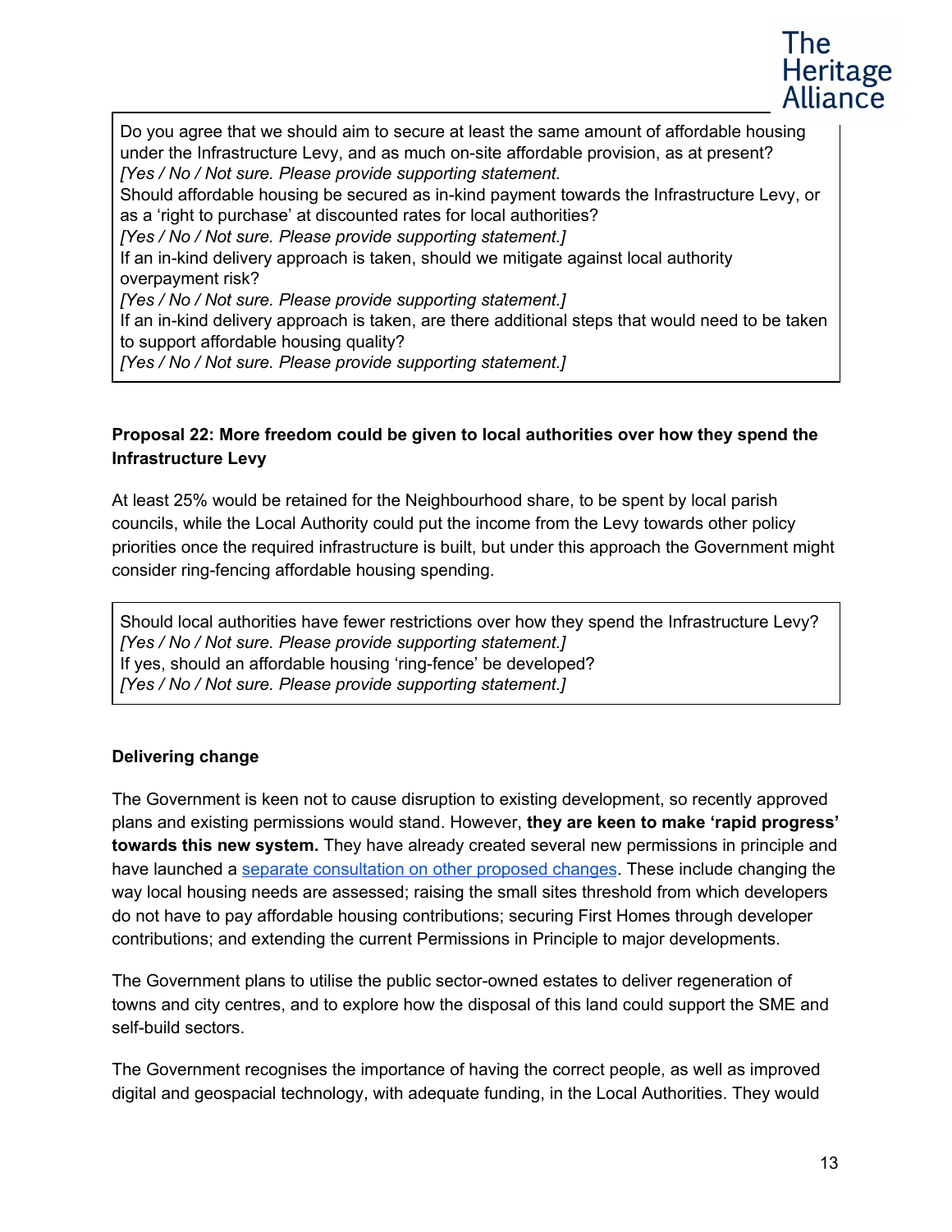Do you agree that we should aim to secure at least the same amount of affordable housing under the Infrastructure Levy, and as much on-site affordable provision, as at present?
*[Yes / No / Not sure. Please provide supporting statement.*
Should affordable housing be secured as in-kind payment towards the Infrastructure Levy, or as a 'right to purchase' at discounted rates for local authorities?
*[Yes / No / Not sure. Please provide supporting statement.]*
If an in-kind delivery approach is taken, should we mitigate against local authority overpayment risk?
*[Yes / No / Not sure. Please provide supporting statement.]*
If an in-kind delivery approach is taken, are there additional steps that would need to be taken to support affordable housing quality?
*[Yes / No / Not sure. Please provide supporting statement.]*

**Proposal 22: More freedom could be given to local authorities over how they spend the Infrastructure Levy**

At least 25% would be retained for the Neighbourhood share, to be spent by local parish councils, while the Local Authority could put the income from the Levy towards other policy priorities once the required infrastructure is built, but under this approach the Government might consider ring-fencing affordable housing spending.

Should local authorities have fewer restrictions over how they spend the Infrastructure Levy?
*[Yes / No / Not sure. Please provide supporting statement.]*
If yes, should an affordable housing 'ring-fence' be developed?
*[Yes / No / Not sure. Please provide supporting statement.]*

**Delivering change**

The Government is keen not to cause disruption to existing development, so recently approved plans and existing permissions would stand. However, **they are keen to make 'rapid progress' towards this new system.** They have already created several new permissions in principle and have launched a separate consultation on other proposed changes. These include changing the way local housing needs are assessed; raising the small sites threshold from which developers do not have to pay affordable housing contributions; securing First Homes through developer contributions; and extending the current Permissions in Principle to major developments.

The Government plans to utilise the public sector-owned estates to deliver regeneration of towns and city centres, and to explore how the disposal of this land could support the SME and self-build sectors.

The Government recognises the importance of having the correct people, as well as improved digital and geospacial technology, with adequate funding, in the Local Authorities. They would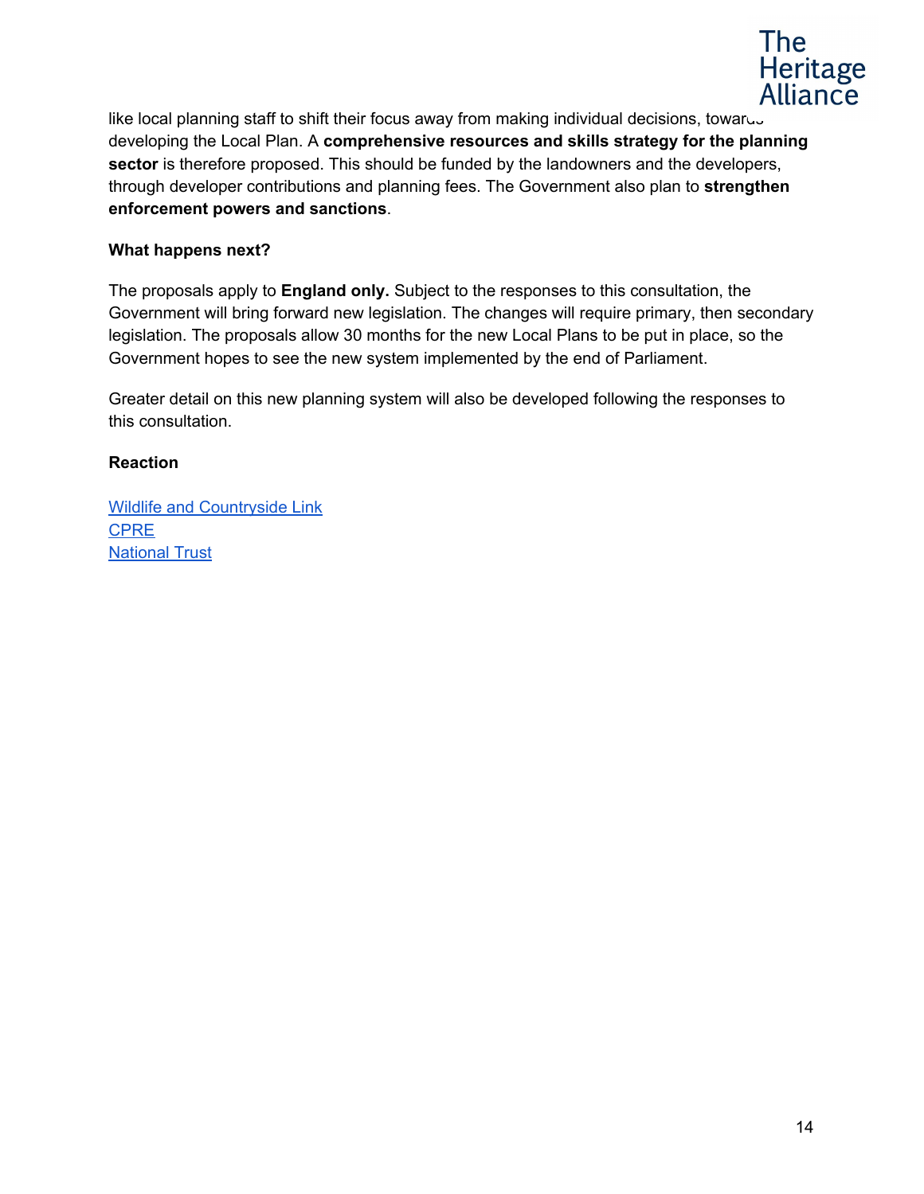like local planning staff to shift their focus away from making individual decisions, towards developing the Local Plan. A **comprehensive resources and skills strategy for the planning sector** is therefore proposed. This should be funded by the landowners and the developers, through developer contributions and planning fees. The Government also plan to **strengthen enforcement powers and sanctions**.

**What happens next?**

The proposals apply to **England only.** Subject to the responses to this consultation, the Government will bring forward new legislation. The changes will require primary, then secondary legislation. The proposals allow 30 months for the new Local Plans to be put in place, so the Government hopes to see the new system implemented by the end of Parliament.

Greater detail on this new planning system will also be developed following the responses to this consultation.

**Reaction**

Wildlife and Countryside Link
CPRE
National Trust